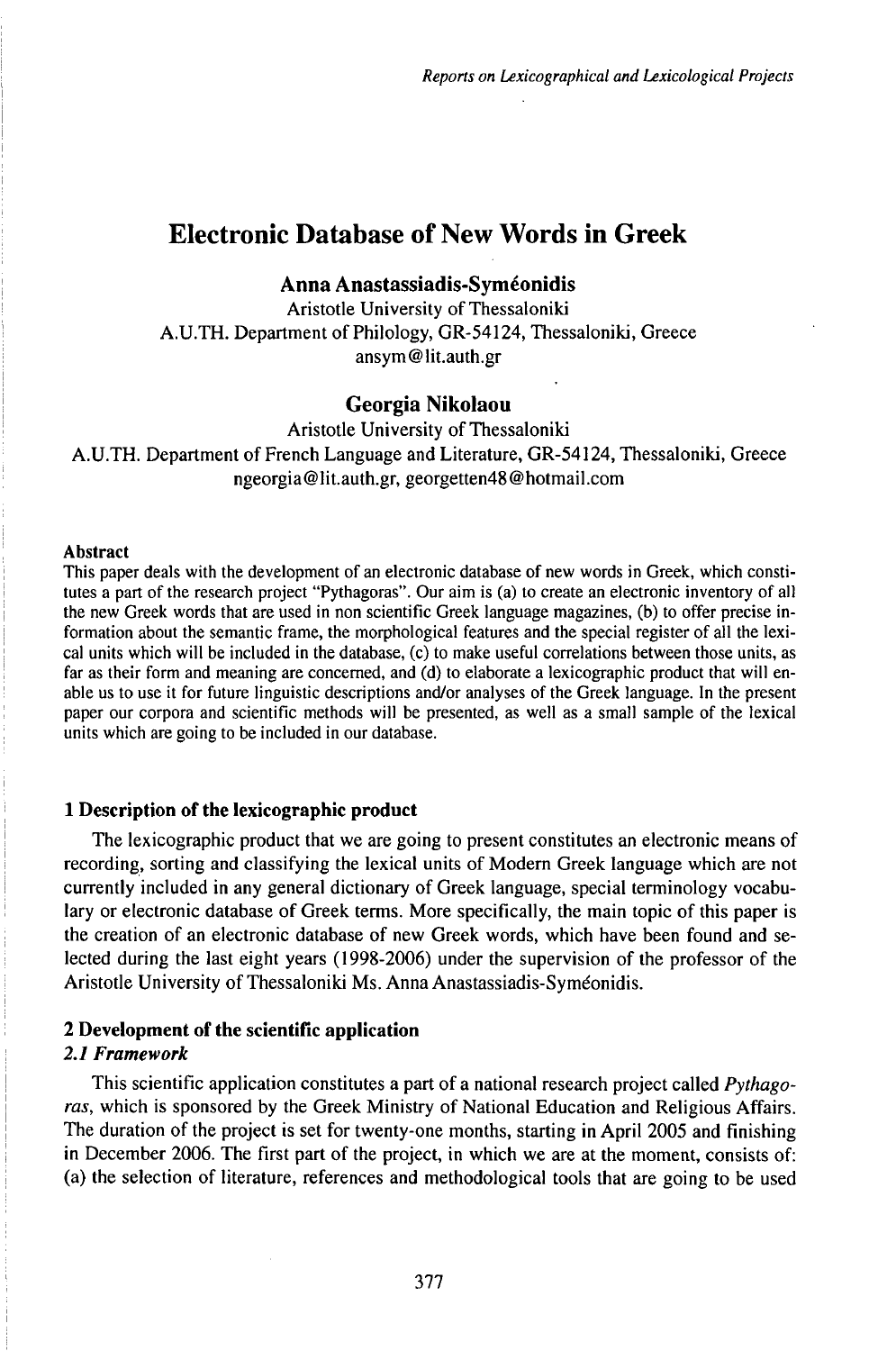# Electronic Database of New Words in Greek

**Anna Anastassiadis-Syméonidis**
Aristotle University of Thessaloniki
A.U.TH. Department of Philology, GR-54124, Thessaloniki, Greece
ansym@lit.auth.gr

**Georgia Nikolaou**
Aristotle University of Thessaloniki
A.U.TH. Department of French Language and Literature, GR-54124, Thessaloniki, Greece
ngeorgia@lit.auth.gr, georgetten48@hotmail.com

**Abstract**

This paper deals with the development of an electronic database of new words in Greek, which constitutes a part of the research project "Pythagoras". Our aim is (a) to create an electronic inventory of all the new Greek words that are used in non scientific Greek language magazines, (b) to offer precise information about the semantic frame, the morphological features and the special register of all the lexical units which will be included in the database, (c) to make useful correlations between those units, as far as their form and meaning are concerned, and (d) to elaborate a lexicographic product that will enable us to use it for future linguistic descriptions and/or analyses of the Greek language. In the present paper our corpora and scientific methods will be presented, as well as a small sample of the lexical units which are going to be included in our database.

## 1 Description of the lexicographic product

The lexicographic product that we are going to present constitutes an electronic means of recording, sorting and classifying the lexical units of Modern Greek language which are not currently included in any general dictionary of Greek language, special terminology vocabulary or electronic database of Greek terms. More specifically, the main topic of this paper is the creation of an electronic database of new Greek words, which have been found and selected during the last eight years (1998-2006) under the supervision of the professor of the Aristotle University of Thessaloniki Ms. Anna Anastassiadis-Syméonidis.

## 2 Development of the scientific application

### *2.1 Framework*

This scientific application constitutes a part of a national research project called *Pythagoras*, which is sponsored by the Greek Ministry of National Education and Religious Affairs. The duration of the project is set for twenty-one months, starting in April 2005 and finishing in December 2006. The first part of the project, in which we are at the moment, consists of: (a) the selection of literature, references and methodological tools that are going to be used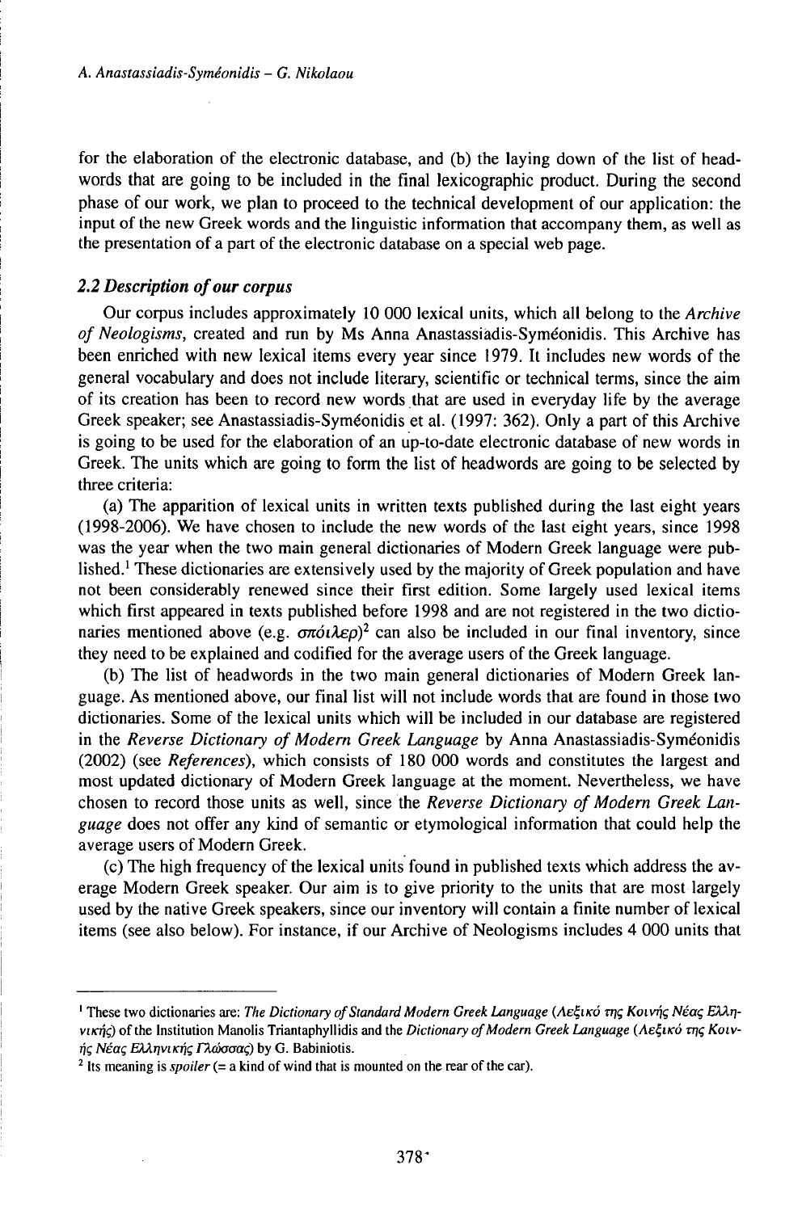for the elaboration of the electronic database, and (b) the laying down of the list of headwords that are going to be included in the final lexicographic product. During the second phase of our work, we plan to proceed to the technical development of our application: the input of the new Greek words and the linguistic information that accompany them, as well as the presentation of a part of the electronic database on a special web page.

### *2.2 Description of our corpus*

Our corpus includes approximately 10 000 lexical units, which all belong to the *Archive of Neologisms*, created and run by Ms Anna Anastassiadis-Syméonidis. This Archive has been enriched with new lexical items every year since 1979. It includes new words of the general vocabulary and does not include literary, scientific or technical terms, since the aim of its creation has been to record new words that are used in everyday life by the average Greek speaker; see Anastassiadis-Syméonidis et al. (1997: 362). Only a part of this Archive is going to be used for the elaboration of an up-to-date electronic database of new words in Greek. The units which are going to form the list of headwords are going to be selected by three criteria:

(a) The apparition of lexical units in written texts published during the last eight years (1998-2006). We have chosen to include the new words of the last eight years, since 1998 was the year when the two main general dictionaries of Modern Greek language were published.[1] These dictionaries are extensively used by the majority of Greek population and have not been considerably renewed since their first edition. Some largely used lexical items which first appeared in texts published before 1998 and are not registered in the two dictionaries mentioned above (e.g. *σπόιλερ*)[2] can also be included in our final inventory, since they need to be explained and codified for the average users of the Greek language.

(b) The list of headwords in the two main general dictionaries of Modern Greek language. As mentioned above, our final list will not include words that are found in those two dictionaries. Some of the lexical units which will be included in our database are registered in the *Reverse Dictionary of Modern Greek Language* by Anna Anastassiadis-Syméonidis (2002) (see *References*), which consists of 180 000 words and constitutes the largest and most updated dictionary of Modern Greek language at the moment. Nevertheless, we have chosen to record those units as well, since the *Reverse Dictionary of Modern Greek Language* does not offer any kind of semantic or etymological information that could help the average users of Modern Greek.

(c) The high frequency of the lexical units found in published texts which address the average Modern Greek speaker. Our aim is to give priority to the units that are most largely used by the native Greek speakers, since our inventory will contain a finite number of lexical items (see also below). For instance, if our Archive of Neologisms includes 4 000 units that

---

[1] These two dictionaries are: *The Dictionary of Standard Modern Greek Language* (*Λεξικό της Κοινής Νέας Ελληνικής*) of the Institution Manolis Triantaphyllidis and the *Dictionary of Modern Greek Language* (*Λεξικό της Κοινής Νέας Ελληνικής Γλώσσας*) by G. Babiniotis.

[2] Its meaning is *spoiler* (= a kind of wind that is mounted on the rear of the car).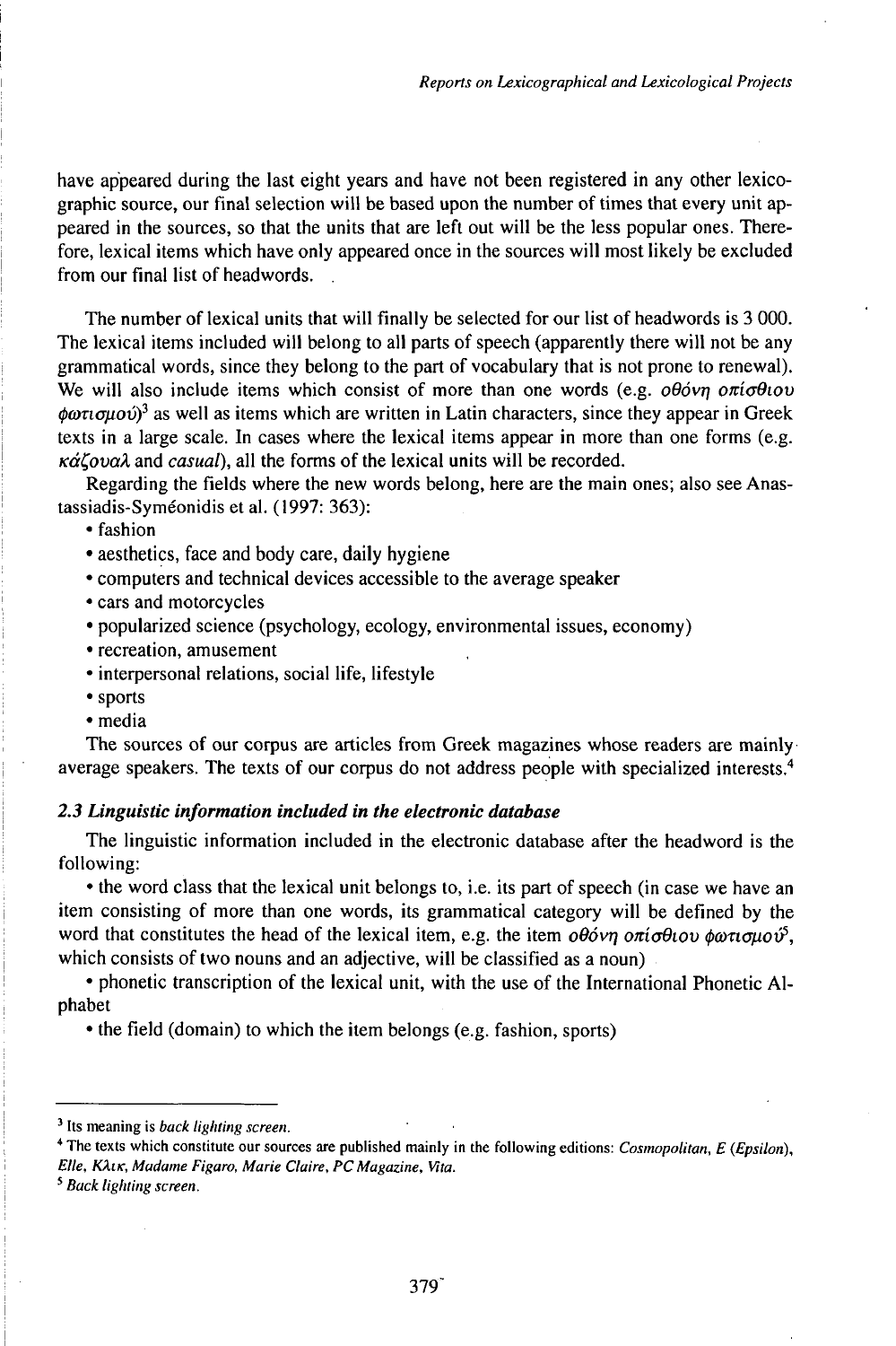have appeared during the last eight years and have not been registered in any other lexicographic source, our final selection will be based upon the number of times that every unit appeared in the sources, so that the units that are left out will be the less popular ones. Therefore, lexical items which have only appeared once in the sources will most likely be excluded from our final list of headwords.

The number of lexical units that will finally be selected for our list of headwords is 3 000. The lexical items included will belong to all parts of speech (apparently there will not be any grammatical words, since they belong to the part of vocabulary that is not prone to renewal). We will also include items which consist of more than one words (e.g. *οθόνη οπίσθιου φωτισμού*)[3] as well as items which are written in Latin characters, since they appear in Greek texts in a large scale. In cases where the lexical items appear in more than one forms (e.g. *κάζουαλ* and *casual*), all the forms of the lexical units will be recorded.

Regarding the fields where the new words belong, here are the main ones; also see Anastassiadis-Syméonidis et al. (1997: 363):

- fashion
- aesthetics, face and body care, daily hygiene
- computers and technical devices accessible to the average speaker
- cars and motorcycles
- popularized science (psychology, ecology, environmental issues, economy)
- recreation, amusement
- interpersonal relations, social life, lifestyle
- sports
- media

The sources of our corpus are articles from Greek magazines whose readers are mainly average speakers. The texts of our corpus do not address people with specialized interests.[4]

### *2.3 Linguistic information included in the electronic database*

The linguistic information included in the electronic database after the headword is the following:

- the word class that the lexical unit belongs to, i.e. its part of speech (in case we have an item consisting of more than one words, its grammatical category will be defined by the word that constitutes the head of the lexical item, e.g. the item *οθόνη οπίσθιου φωτισμού*[5], which consists of two nouns and an adjective, will be classified as a noun)
- phonetic transcription of the lexical unit, with the use of the International Phonetic Alphabet
- the field (domain) to which the item belongs (e.g. fashion, sports)

---

[3] Its meaning is *back lighting screen*.

[4] The texts which constitute our sources are published mainly in the following editions: *Cosmopolitan, E (Epsilon), Elle, Κλικ, Madame Figaro, Marie Claire, PC Magazine, Vita*.

[5] *Back lighting screen*.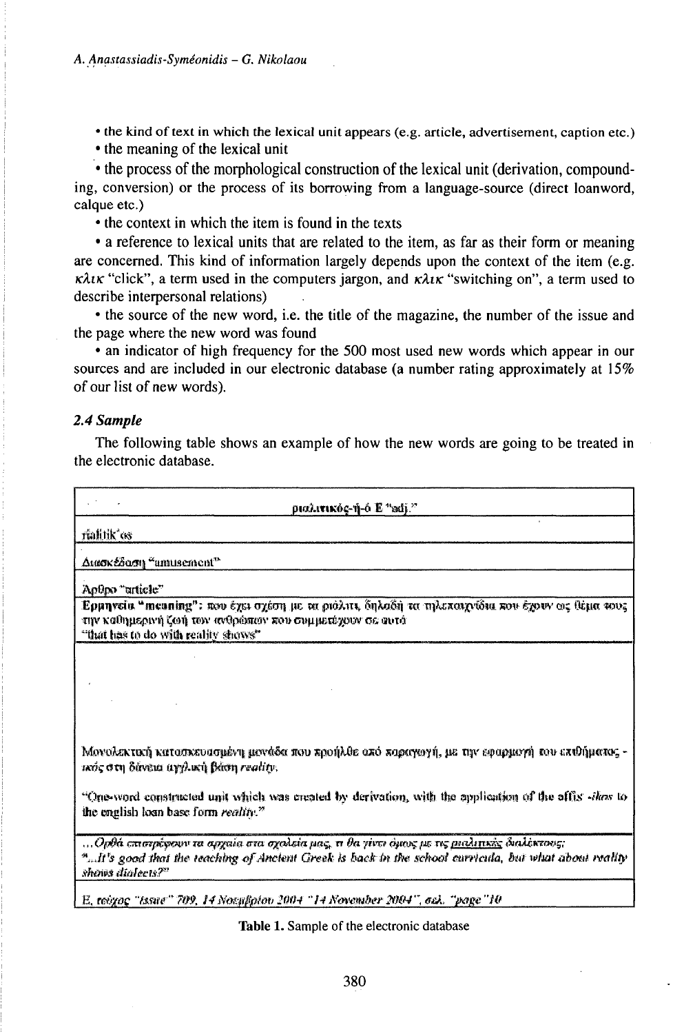• the kind of text in which the lexical unit appears (e.g. article, advertisement, caption etc.)

• the meaning of the lexical unit

• the process of the morphological construction of the lexical unit (derivation, compounding, conversion) or the process of its borrowing from a language-source (direct loanword, calque etc.)

• the context in which the item is found in the texts

• a reference to lexical units that are related to the item, as far as their form or meaning are concerned. This kind of information largely depends upon the context of the item (e.g. κλικ "click", a term used in the computers jargon, and κλικ "switching on", a term used to describe interpersonal relations)

• the source of the new word, i.e. the title of the magazine, the number of the issue and the page where the new word was found

• an indicator of high frequency for the 500 most used new words which appear in our sources and are included in our electronic database (a number rating approximately at 15% of our list of new words).

### 2.4 Sample

The following table shows an example of how the new words are going to be treated in the electronic database.

| ριαλιτικός-ή-ό Ε "adj." |
|---|
| rialitik'os |
| Διασκέδαση "amusement" |
| Άρθρο "article" |
| Ερμηνεία "meaning": που έχει σχέση με τα ριάλιτι, δηλαδή τα τηλεπαιχνίδια που έχουν ως θέμα τους την καθημερινή ζωή των ανθρώπων που συμμετέχουν σε αυτά<br>"that has to do with reality shows" |
| Μονολεκτική κατασκευασμένη μονάδα που προήλθε από παραγωγή, με την εφαρμογή του επιθήματος -ικός στη δάνεια αγγλική βάση *reality*.<br>"One-word constructed unit which was created by derivation, with the application of the affix *-ikos* to the english loan base form *reality*." |
| *...Ορθά επιστρέφουν τα αρχαία στα σχολεία μας, τι θα γίνει όμως με τις ριαλιτικές διαλέκτους;*<br>*"...It's good that the teaching of Ancient Greek is back in the school curricula, but what about reality shows dialects?"* |
| Ε, τεύχος "issue" 709, 14 Νοεμβρίου 2004 "14 November 2004", σελ. "page" 10 |

**Table 1.** Sample of the electronic database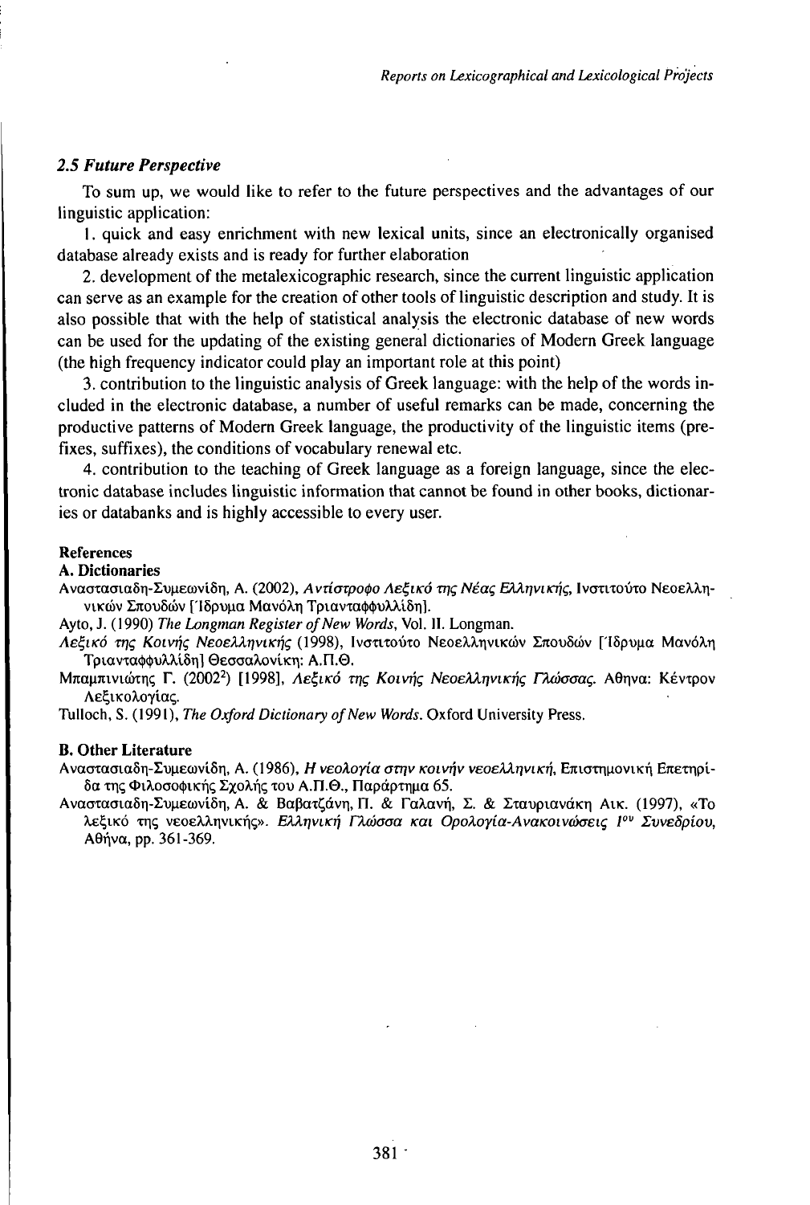### *2.5 Future Perspective*

To sum up, we would like to refer to the future perspectives and the advantages of our linguistic application:

1. quick and easy enrichment with new lexical units, since an electronically organised database already exists and is ready for further elaboration

2. development of the metalexicographic research, since the current linguistic application can serve as an example for the creation of other tools of linguistic description and study. It is also possible that with the help of statistical analysis the electronic database of new words can be used for the updating of the existing general dictionaries of Modern Greek language (the high frequency indicator could play an important role at this point)

3. contribution to the linguistic analysis of Greek language: with the help of the words included in the electronic database, a number of useful remarks can be made, concerning the productive patterns of Modern Greek language, the productivity of the linguistic items (prefixes, suffixes), the conditions of vocabulary renewal etc.

4. contribution to the teaching of Greek language as a foreign language, since the electronic database includes linguistic information that cannot be found in other books, dictionaries or databanks and is highly accessible to every user.

**References**

**A. Dictionaries**

Αναστασιαδη-Συμεωνίδη, Α. (2002), *Αντίστροφο Λεξικό της Νέας Ελληνικής*, Ινστιτούτο Νεοελληνικών Σπουδών [Ίδρυμα Μανόλη Τριανταφυλλίδη].

Ayto, J. (1990) *The Longman Register of New Words*, Vol. II. Longman.

*Λεξικό της Κοινής Νεοελληνικής* (1998), Ινστιτούτο Νεοελληνικών Σπουδών [Ίδρυμα Μανόλη Τριανταφυλλίδη] Θεσσαλονίκη: Α.Π.Θ.

Μπαμπινιώτης Γ. (2002[2]) [1998], *Λεξικό της Κοινής Νεοελληνικής Γλώσσας*. Αθηνα: Κέντρον Λεξικολογίας.

Tulloch, S. (1991), *The Oxford Dictionary of New Words*. Oxford University Press.

**B. Other Literature**

Αναστασιαδη-Συμεωνίδη, Α. (1986), *Η νεολογία στην κοινήν νεοελληνική*, Επιστημονική Επετηρίδα της Φιλοσοφικής Σχολής του Α.Π.Θ., Παράρτημα 65.

Αναστασιαδη-Συμεωνίδη, Α. & Βαβατζάνη, Π. & Γαλανή, Σ. & Σταυριανάκη Αικ. (1997), «Το λεξικό της νεοελληνικής». *Ελληνική Γλώσσα και Ορολογία-Ανακοινώσεις 1[ου] Συνεδρίου*, Αθήνα, pp. 361-369.